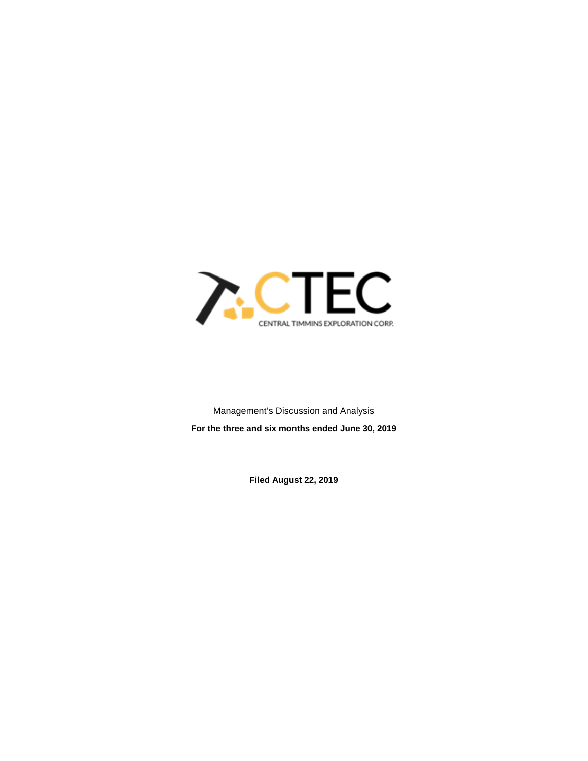CTEC

CENTRAL TIMMINS EXPLORATION CORP.

Management's Discussion and Analysis

**For the three and six months ended June 30, 2019**

**Filed August 22, 2019**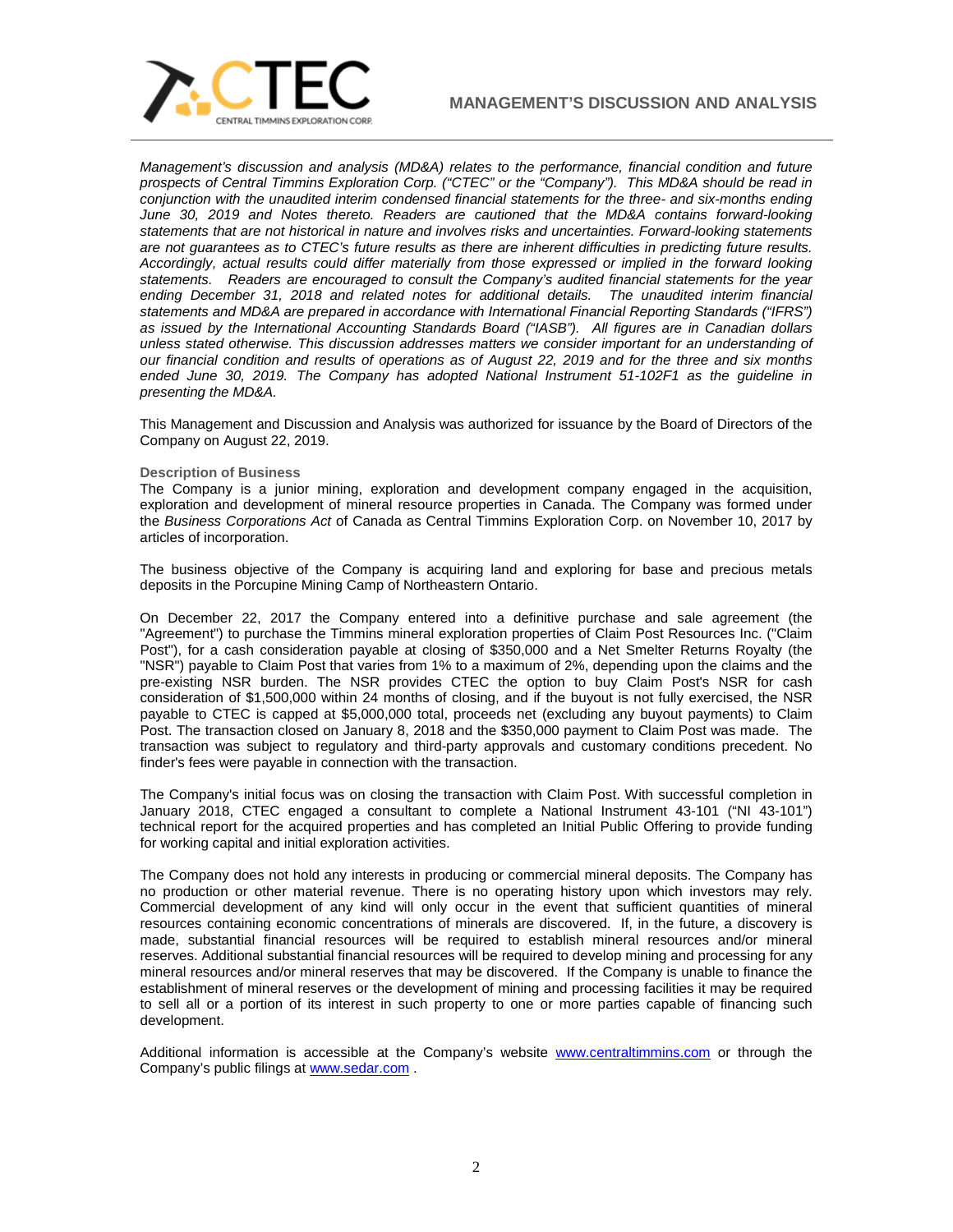*Management's discussion and analysis (MD&A) relates to the performance, financial condition and future prospects of Central Timmins Exploration Corp. ("CTEC" or the "Company"). This MD&A should be read in conjunction with the unaudited interim condensed financial statements for the three- and six-months ending June 30, 2019 and Notes thereto. Readers are cautioned that the MD&A contains forward-looking statements that are not historical in nature and involves risks and uncertainties. Forward-looking statements are not guarantees as to CTEC's future results as there are inherent difficulties in predicting future results. Accordingly, actual results could differ materially from those expressed or implied in the forward looking statements. Readers are encouraged to consult the Company's audited financial statements for the year ending December 31, 2018 and related notes for additional details. The unaudited interim financial statements and MD&A are prepared in accordance with International Financial Reporting Standards ("IFRS") as issued by the International Accounting Standards Board ("IASB"). All figures are in Canadian dollars unless stated otherwise. This discussion addresses matters we consider important for an understanding of our financial condition and results of operations as of August 22, 2019 and for the three and six months ended June 30, 2019. The Company has adopted National Instrument 51-102F1 as the guideline in presenting the MD&A.*

This Management and Discussion and Analysis was authorized for issuance by the Board of Directors of the Company on August 22, 2019.

### Description of Business

The Company is a junior mining, exploration and development company engaged in the acquisition, exploration and development of mineral resource properties in Canada. The Company was formed under the *Business Corporations Act* of Canada as Central Timmins Exploration Corp. on November 10, 2017 by articles of incorporation.

The business objective of the Company is acquiring land and exploring for base and precious metals deposits in the Porcupine Mining Camp of Northeastern Ontario.

On December 22, 2017 the Company entered into a definitive purchase and sale agreement (the "Agreement") to purchase the Timmins mineral exploration properties of Claim Post Resources Inc. ("Claim Post"), for a cash consideration payable at closing of $350,000 and a Net Smelter Returns Royalty (the "NSR") payable to Claim Post that varies from 1% to a maximum of 2%, depending upon the claims and the pre-existing NSR burden. The NSR provides CTEC the option to buy Claim Post's NSR for cash consideration of $1,500,000 within 24 months of closing, and if the buyout is not fully exercised, the NSR payable to CTEC is capped at $5,000,000 total, proceeds net (excluding any buyout payments) to Claim Post. The transaction closed on January 8, 2018 and the $350,000 payment to Claim Post was made. The transaction was subject to regulatory and third-party approvals and customary conditions precedent. No finder's fees were payable in connection with the transaction.

The Company's initial focus was on closing the transaction with Claim Post. With successful completion in January 2018, CTEC engaged a consultant to complete a National Instrument 43-101 ("NI 43-101") technical report for the acquired properties and has completed an Initial Public Offering to provide funding for working capital and initial exploration activities.

The Company does not hold any interests in producing or commercial mineral deposits. The Company has no production or other material revenue. There is no operating history upon which investors may rely. Commercial development of any kind will only occur in the event that sufficient quantities of mineral resources containing economic concentrations of minerals are discovered. If, in the future, a discovery is made, substantial financial resources will be required to establish mineral resources and/or mineral reserves. Additional substantial financial resources will be required to develop mining and processing for any mineral resources and/or mineral reserves that may be discovered. If the Company is unable to finance the establishment of mineral reserves or the development of mining and processing facilities it may be required to sell all or a portion of its interest in such property to one or more parties capable of financing such development.

Additional information is accessible at the Company's website [www.centraltimmins.com](http://www.centraltimmins.com) or through the Company's public filings at [www.sedar.com](http://www.sedar.com) .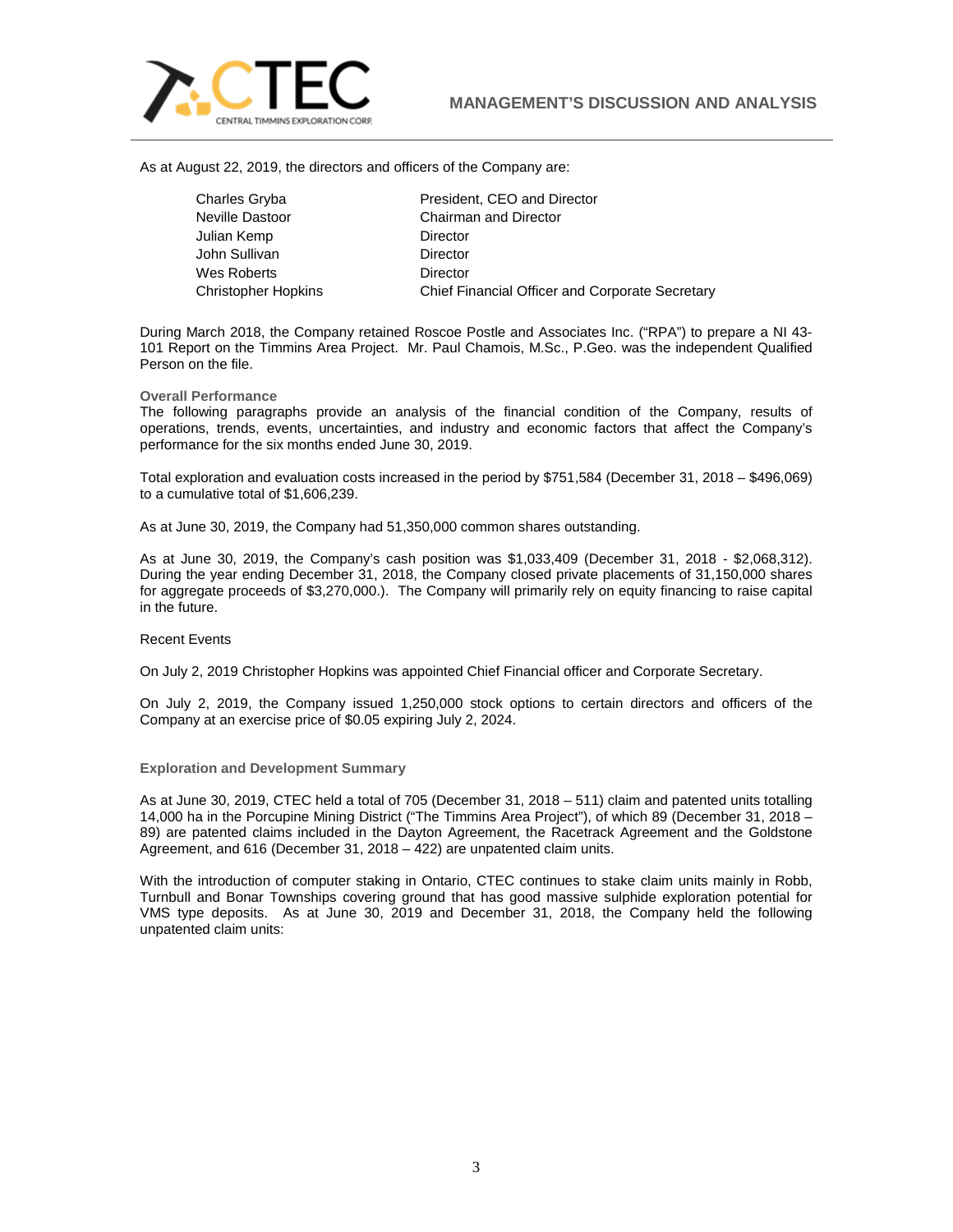As at August 22, 2019, the directors and officers of the Company are:

| | |
|---|---|
| Charles Gryba | President, CEO and Director |
| Neville Dastoor | Chairman and Director |
| Julian Kemp | Director |
| John Sullivan | Director |
| Wes Roberts | Director |
| Christopher Hopkins | Chief Financial Officer and Corporate Secretary |

During March 2018, the Company retained Roscoe Postle and Associates Inc. ("RPA") to prepare a NI 43-101 Report on the Timmins Area Project. Mr. Paul Chamois, M.Sc., P.Geo. was the independent Qualified Person on the file.

### Overall Performance

The following paragraphs provide an analysis of the financial condition of the Company, results of operations, trends, events, uncertainties, and industry and economic factors that affect the Company's performance for the six months ended June 30, 2019.

Total exploration and evaluation costs increased in the period by $751,584 (December 31, 2018 – $496,069) to a cumulative total of $1,606,239.

As at June 30, 2019, the Company had 51,350,000 common shares outstanding.

As at June 30, 2019, the Company's cash position was $1,033,409 (December 31, 2018 - $2,068,312). During the year ending December 31, 2018, the Company closed private placements of 31,150,000 shares for aggregate proceeds of $3,270,000.). The Company will primarily rely on equity financing to raise capital in the future.

Recent Events

On July 2, 2019 Christopher Hopkins was appointed Chief Financial officer and Corporate Secretary.

On July 2, 2019, the Company issued 1,250,000 stock options to certain directors and officers of the Company at an exercise price of $0.05 expiring July 2, 2024.

### Exploration and Development Summary

As at June 30, 2019, CTEC held a total of 705 (December 31, 2018 – 511) claim and patented units totalling 14,000 ha in the Porcupine Mining District ("The Timmins Area Project"), of which 89 (December 31, 2018 – 89) are patented claims included in the Dayton Agreement, the Racetrack Agreement and the Goldstone Agreement, and 616 (December 31, 2018 – 422) are unpatented claim units.

With the introduction of computer staking in Ontario, CTEC continues to stake claim units mainly in Robb, Turnbull and Bonar Townships covering ground that has good massive sulphide exploration potential for VMS type deposits. As at June 30, 2019 and December 31, 2018, the Company held the following unpatented claim units: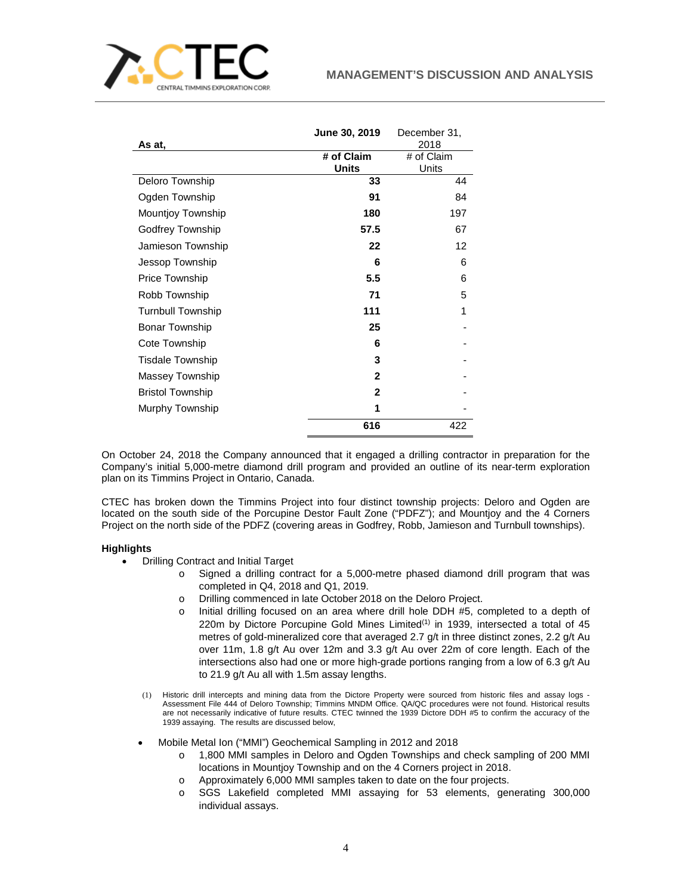| As at, | June 30, 2019 | December 31, 2018 |
|---|---|---|
| | **# of Claim Units** | # of Claim Units |
| Deloro Township | **33** | 44 |
| Ogden Township | **91** | 84 |
| Mountjoy Township | **180** | 197 |
| Godfrey Township | **57.5** | 67 |
| Jamieson Township | **22** | 12 |
| Jessop Township | **6** | 6 |
| Price Township | **5.5** | 6 |
| Robb Township | **71** | 5 |
| Turnbull Township | **111** | 1 |
| Bonar Township | **25** | - |
| Cote Township | **6** | - |
| Tisdale Township | **3** | - |
| Massey Township | **2** | - |
| Bristol Township | **2** | - |
| Murphy Township | **1** | - |
| | **616** | 422 |

On October 24, 2018 the Company announced that it engaged a drilling contractor in preparation for the Company's initial 5,000-metre diamond drill program and provided an outline of its near-term exploration plan on its Timmins Project in Ontario, Canada.

CTEC has broken down the Timmins Project into four distinct township projects: Deloro and Ogden are located on the south side of the Porcupine Destor Fault Zone ("PDFZ"); and Mountjoy and the 4 Corners Project on the north side of the PDFZ (covering areas in Godfrey, Robb, Jamieson and Turnbull townships).

**Highlights**

- Drilling Contract and Initial Target
  - Signed a drilling contract for a 5,000-metre phased diamond drill program that was completed in Q4, 2018 and Q1, 2019.
  - Drilling commenced in late October 2018 on the Deloro Project.
  - Initial drilling focused on an area where drill hole DDH #5, completed to a depth of 220m by Dictore Porcupine Gold Mines Limited(1) in 1939, intersected a total of 45 metres of gold-mineralized core that averaged 2.7 g/t in three distinct zones, 2.2 g/t Au over 11m, 1.8 g/t Au over 12m and 3.3 g/t Au over 22m of core length. Each of the intersections also had one or more high-grade portions ranging from a low of 6.3 g/t Au to 21.9 g/t Au all with 1.5m assay lengths.

(1) Historic drill intercepts and mining data from the Dictore Property were sourced from historic files and assay logs - Assessment File 444 of Deloro Township; Timmins MNDM Office. QA/QC procedures were not found. Historical results are not necessarily indicative of future results. CTEC twinned the 1939 Dictore DDH #5 to confirm the accuracy of the 1939 assaying. The results are discussed below,

- Mobile Metal Ion ("MMI") Geochemical Sampling in 2012 and 2018
  - 1,800 MMI samples in Deloro and Ogden Townships and check sampling of 200 MMI locations in Mountjoy Township and on the 4 Corners project in 2018.
  - Approximately 6,000 MMI samples taken to date on the four projects.
  - SGS Lakefield completed MMI assaying for 53 elements, generating 300,000 individual assays.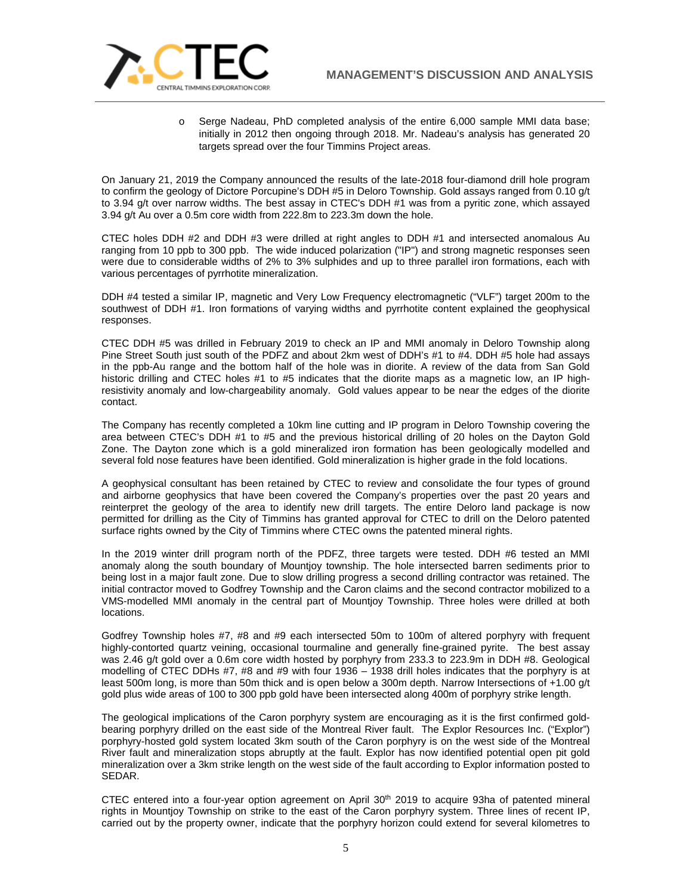- Serge Nadeau, PhD completed analysis of the entire 6,000 sample MMI data base; initially in 2012 then ongoing through 2018. Mr. Nadeau's analysis has generated 20 targets spread over the four Timmins Project areas.

On January 21, 2019 the Company announced the results of the late-2018 four-diamond drill hole program to confirm the geology of Dictore Porcupine's DDH #5 in Deloro Township. Gold assays ranged from 0.10 g/t to 3.94 g/t over narrow widths. The best assay in CTEC's DDH #1 was from a pyritic zone, which assayed 3.94 g/t Au over a 0.5m core width from 222.8m to 223.3m down the hole.

CTEC holes DDH #2 and DDH #3 were drilled at right angles to DDH #1 and intersected anomalous Au ranging from 10 ppb to 300 ppb. The wide induced polarization ("IP") and strong magnetic responses seen were due to considerable widths of 2% to 3% sulphides and up to three parallel iron formations, each with various percentages of pyrrhotite mineralization.

DDH #4 tested a similar IP, magnetic and Very Low Frequency electromagnetic ("VLF") target 200m to the southwest of DDH #1. Iron formations of varying widths and pyrrhotite content explained the geophysical responses.

CTEC DDH #5 was drilled in February 2019 to check an IP and MMI anomaly in Deloro Township along Pine Street South just south of the PDFZ and about 2km west of DDH's #1 to #4. DDH #5 hole had assays in the ppb-Au range and the bottom half of the hole was in diorite. A review of the data from San Gold historic drilling and CTEC holes #1 to #5 indicates that the diorite maps as a magnetic low, an IP high-resistivity anomaly and low-chargeability anomaly. Gold values appear to be near the edges of the diorite contact.

The Company has recently completed a 10km line cutting and IP program in Deloro Township covering the area between CTEC's DDH #1 to #5 and the previous historical drilling of 20 holes on the Dayton Gold Zone. The Dayton zone which is a gold mineralized iron formation has been geologically modelled and several fold nose features have been identified. Gold mineralization is higher grade in the fold locations.

A geophysical consultant has been retained by CTEC to review and consolidate the four types of ground and airborne geophysics that have been covered the Company's properties over the past 20 years and reinterpret the geology of the area to identify new drill targets. The entire Deloro land package is now permitted for drilling as the City of Timmins has granted approval for CTEC to drill on the Deloro patented surface rights owned by the City of Timmins where CTEC owns the patented mineral rights.

In the 2019 winter drill program north of the PDFZ, three targets were tested. DDH #6 tested an MMI anomaly along the south boundary of Mountjoy township. The hole intersected barren sediments prior to being lost in a major fault zone. Due to slow drilling progress a second drilling contractor was retained. The initial contractor moved to Godfrey Township and the Caron claims and the second contractor mobilized to a VMS-modelled MMI anomaly in the central part of Mountjoy Township. Three holes were drilled at both locations.

Godfrey Township holes #7, #8 and #9 each intersected 50m to 100m of altered porphyry with frequent highly-contorted quartz veining, occasional tourmaline and generally fine-grained pyrite. The best assay was 2.46 g/t gold over a 0.6m core width hosted by porphyry from 233.3 to 223.9m in DDH #8. Geological modelling of CTEC DDHs #7, #8 and #9 with four 1936 – 1938 drill holes indicates that the porphyry is at least 500m long, is more than 50m thick and is open below a 300m depth. Narrow Intersections of +1.00 g/t gold plus wide areas of 100 to 300 ppb gold have been intersected along 400m of porphyry strike length.

The geological implications of the Caron porphyry system are encouraging as it is the first confirmed gold-bearing porphyry drilled on the east side of the Montreal River fault. The Explor Resources Inc. ("Explor") porphyry-hosted gold system located 3km south of the Caron porphyry is on the west side of the Montreal River fault and mineralization stops abruptly at the fault. Explor has now identified potential open pit gold mineralization over a 3km strike length on the west side of the fault according to Explor information posted to SEDAR.

CTEC entered into a four-year option agreement on April 30th 2019 to acquire 93ha of patented mineral rights in Mountjoy Township on strike to the east of the Caron porphyry system. Three lines of recent IP, carried out by the property owner, indicate that the porphyry horizon could extend for several kilometres to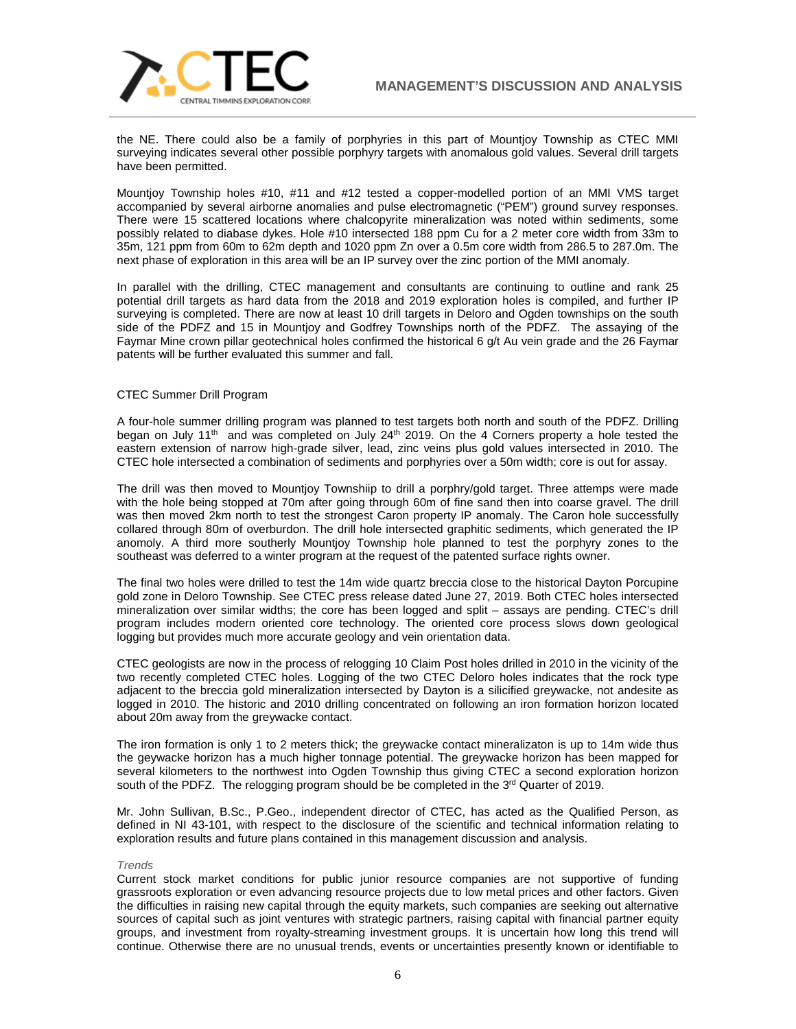the NE. There could also be a family of porphyries in this part of Mountjoy Township as CTEC MMI surveying indicates several other possible porphyry targets with anomalous gold values. Several drill targets have been permitted.

Mountjoy Township holes #10, #11 and #12 tested a copper-modelled portion of an MMI VMS target accompanied by several airborne anomalies and pulse electromagnetic ("PEM") ground survey responses. There were 15 scattered locations where chalcopyrite mineralization was noted within sediments, some possibly related to diabase dykes. Hole #10 intersected 188 ppm Cu for a 2 meter core width from 33m to 35m, 121 ppm from 60m to 62m depth and 1020 ppm Zn over a 0.5m core width from 286.5 to 287.0m. The next phase of exploration in this area will be an IP survey over the zinc portion of the MMI anomaly.

In parallel with the drilling, CTEC management and consultants are continuing to outline and rank 25 potential drill targets as hard data from the 2018 and 2019 exploration holes is compiled, and further IP surveying is completed. There are now at least 10 drill targets in Deloro and Ogden townships on the south side of the PDFZ and 15 in Mountjoy and Godfrey Townships north of the PDFZ. The assaying of the Faymar Mine crown pillar geotechnical holes confirmed the historical 6 g/t Au vein grade and the 26 Faymar patents will be further evaluated this summer and fall.

CTEC Summer Drill Program

A four-hole summer drilling program was planned to test targets both north and south of the PDFZ. Drilling began on July 11th and was completed on July 24th 2019. On the 4 Corners property a hole tested the eastern extension of narrow high-grade silver, lead, zinc veins plus gold values intersected in 2010. The CTEC hole intersected a combination of sediments and porphyries over a 50m width; core is out for assay.

The drill was then moved to Mountjoy Townshiip to drill a porphry/gold target. Three attemps were made with the hole being stopped at 70m after going through 60m of fine sand then into coarse gravel. The drill was then moved 2km north to test the strongest Caron property IP anomaly. The Caron hole successfully collared through 80m of overburdon. The drill hole intersected graphitic sediments, which generated the IP anomoly. A third more southerly Mountjoy Township hole planned to test the porphyry zones to the southeast was deferred to a winter program at the request of the patented surface rights owner.

The final two holes were drilled to test the 14m wide quartz breccia close to the historical Dayton Porcupine gold zone in Deloro Township. See CTEC press release dated June 27, 2019. Both CTEC holes intersected mineralization over similar widths; the core has been logged and split – assays are pending. CTEC's drill program includes modern oriented core technology. The oriented core process slows down geological logging but provides much more accurate geology and vein orientation data.

CTEC geologists are now in the process of relogging 10 Claim Post holes drilled in 2010 in the vicinity of the two recently completed CTEC holes. Logging of the two CTEC Deloro holes indicates that the rock type adjacent to the breccia gold mineralization intersected by Dayton is a silicified greywacke, not andesite as logged in 2010. The historic and 2010 drilling concentrated on following an iron formation horizon located about 20m away from the greywacke contact.

The iron formation is only 1 to 2 meters thick; the greywacke contact mineralizaton is up to 14m wide thus the geywacke horizon has a much higher tonnage potential. The greywacke horizon has been mapped for several kilometers to the northwest into Ogden Township thus giving CTEC a second exploration horizon south of the PDFZ. The relogging program should be be completed in the 3rd Quarter of 2019.

Mr. John Sullivan, B.Sc., P.Geo., independent director of CTEC, has acted as the Qualified Person, as defined in NI 43-101, with respect to the disclosure of the scientific and technical information relating to exploration results and future plans contained in this management discussion and analysis.

*Trends*

Current stock market conditions for public junior resource companies are not supportive of funding grassroots exploration or even advancing resource projects due to low metal prices and other factors. Given the difficulties in raising new capital through the equity markets, such companies are seeking out alternative sources of capital such as joint ventures with strategic partners, raising capital with financial partner equity groups, and investment from royalty-streaming investment groups. It is uncertain how long this trend will continue. Otherwise there are no unusual trends, events or uncertainties presently known or identifiable to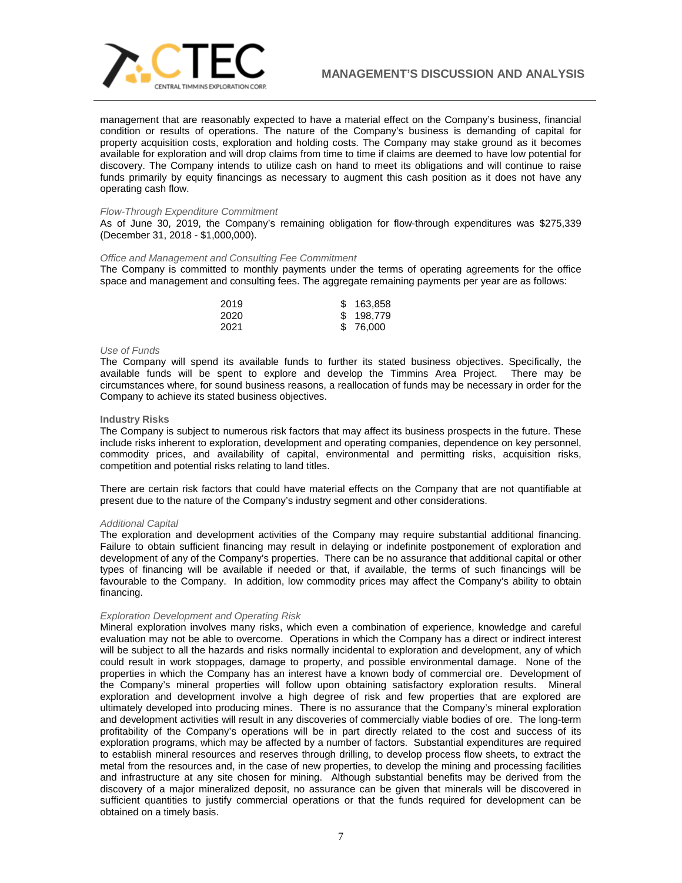management that are reasonably expected to have a material effect on the Company's business, financial condition or results of operations. The nature of the Company's business is demanding of capital for property acquisition costs, exploration and holding costs. The Company may stake ground as it becomes available for exploration and will drop claims from time to time if claims are deemed to have low potential for discovery. The Company intends to utilize cash on hand to meet its obligations and will continue to raise funds primarily by equity financings as necessary to augment this cash position as it does not have any operating cash flow.

*Flow-Through Expenditure Commitment*

As of June 30, 2019, the Company's remaining obligation for flow-through expenditures was $275,339 (December 31, 2018 - $1,000,000).

*Office and Management and Consulting Fee Commitment*

The Company is committed to monthly payments under the terms of operating agreements for the office space and management and consulting fees. The aggregate remaining payments per year are as follows:

| | |
|---|---|
| 2019 | $ 163,858 |
| 2020 | $ 198,779 |
| 2021 | $ 76,000 |

*Use of Funds*

The Company will spend its available funds to further its stated business objectives. Specifically, the available funds will be spent to explore and develop the Timmins Area Project. There may be circumstances where, for sound business reasons, a reallocation of funds may be necessary in order for the Company to achieve its stated business objectives.

**Industry Risks**

The Company is subject to numerous risk factors that may affect its business prospects in the future. These include risks inherent to exploration, development and operating companies, dependence on key personnel, commodity prices, and availability of capital, environmental and permitting risks, acquisition risks, competition and potential risks relating to land titles.

There are certain risk factors that could have material effects on the Company that are not quantifiable at present due to the nature of the Company's industry segment and other considerations.

*Additional Capital*

The exploration and development activities of the Company may require substantial additional financing. Failure to obtain sufficient financing may result in delaying or indefinite postponement of exploration and development of any of the Company's properties. There can be no assurance that additional capital or other types of financing will be available if needed or that, if available, the terms of such financings will be favourable to the Company. In addition, low commodity prices may affect the Company's ability to obtain financing.

*Exploration Development and Operating Risk*

Mineral exploration involves many risks, which even a combination of experience, knowledge and careful evaluation may not be able to overcome. Operations in which the Company has a direct or indirect interest will be subject to all the hazards and risks normally incidental to exploration and development, any of which could result in work stoppages, damage to property, and possible environmental damage. None of the properties in which the Company has an interest have a known body of commercial ore. Development of the Company's mineral properties will follow upon obtaining satisfactory exploration results. Mineral exploration and development involve a high degree of risk and few properties that are explored are ultimately developed into producing mines. There is no assurance that the Company's mineral exploration and development activities will result in any discoveries of commercially viable bodies of ore. The long-term profitability of the Company's operations will be in part directly related to the cost and success of its exploration programs, which may be affected by a number of factors. Substantial expenditures are required to establish mineral resources and reserves through drilling, to develop process flow sheets, to extract the metal from the resources and, in the case of new properties, to develop the mining and processing facilities and infrastructure at any site chosen for mining. Although substantial benefits may be derived from the discovery of a major mineralized deposit, no assurance can be given that minerals will be discovered in sufficient quantities to justify commercial operations or that the funds required for development can be obtained on a timely basis.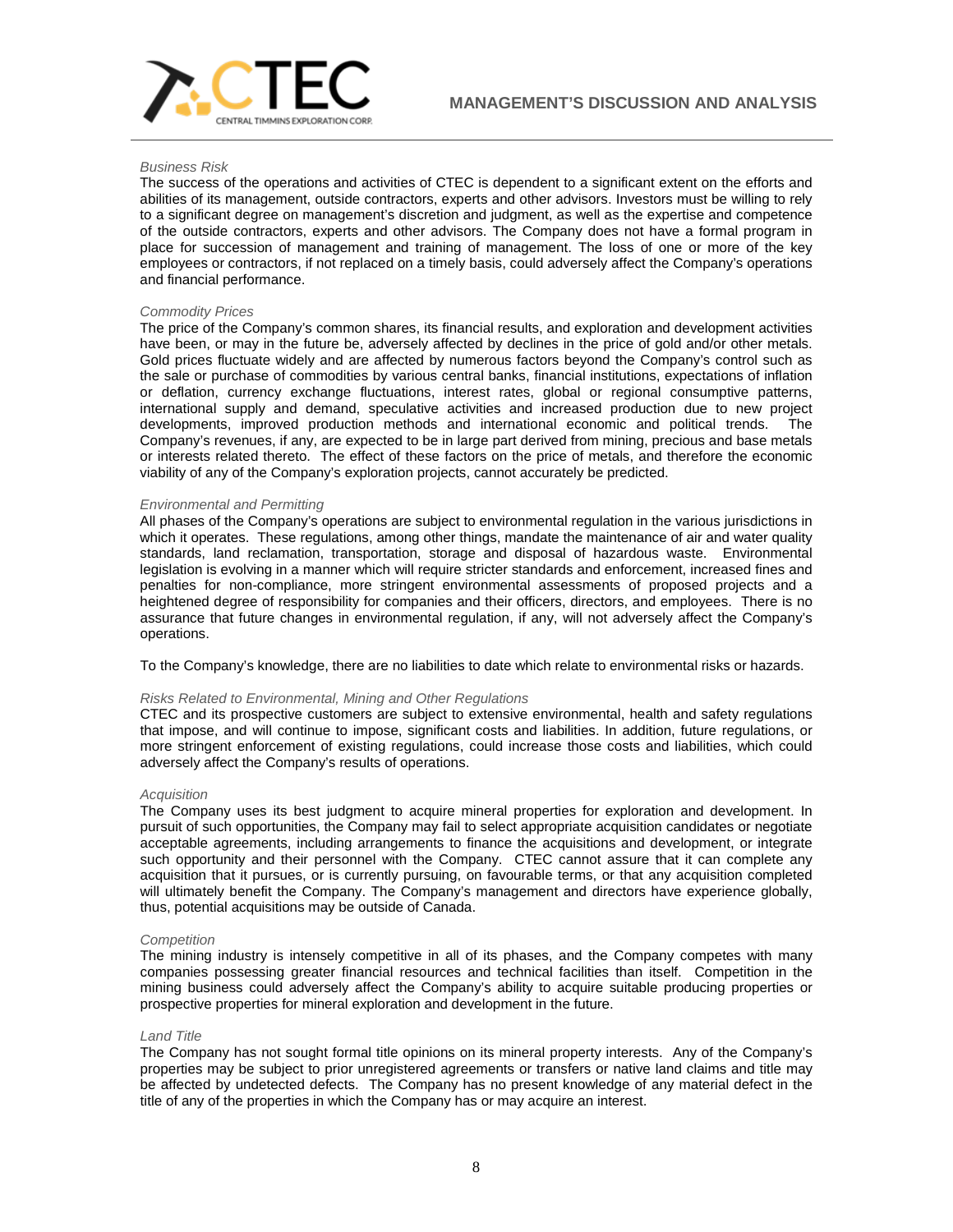*Business Risk*

The success of the operations and activities of CTEC is dependent to a significant extent on the efforts and abilities of its management, outside contractors, experts and other advisors. Investors must be willing to rely to a significant degree on management's discretion and judgment, as well as the expertise and competence of the outside contractors, experts and other advisors. The Company does not have a formal program in place for succession of management and training of management. The loss of one or more of the key employees or contractors, if not replaced on a timely basis, could adversely affect the Company's operations and financial performance.

*Commodity Prices*

The price of the Company's common shares, its financial results, and exploration and development activities have been, or may in the future be, adversely affected by declines in the price of gold and/or other metals. Gold prices fluctuate widely and are affected by numerous factors beyond the Company's control such as the sale or purchase of commodities by various central banks, financial institutions, expectations of inflation or deflation, currency exchange fluctuations, interest rates, global or regional consumptive patterns, international supply and demand, speculative activities and increased production due to new project developments, improved production methods and international economic and political trends. The Company's revenues, if any, are expected to be in large part derived from mining, precious and base metals or interests related thereto. The effect of these factors on the price of metals, and therefore the economic viability of any of the Company's exploration projects, cannot accurately be predicted.

*Environmental and Permitting*

All phases of the Company's operations are subject to environmental regulation in the various jurisdictions in which it operates. These regulations, among other things, mandate the maintenance of air and water quality standards, land reclamation, transportation, storage and disposal of hazardous waste. Environmental legislation is evolving in a manner which will require stricter standards and enforcement, increased fines and penalties for non-compliance, more stringent environmental assessments of proposed projects and a heightened degree of responsibility for companies and their officers, directors, and employees. There is no assurance that future changes in environmental regulation, if any, will not adversely affect the Company's operations.

To the Company's knowledge, there are no liabilities to date which relate to environmental risks or hazards.

*Risks Related to Environmental, Mining and Other Regulations*

CTEC and its prospective customers are subject to extensive environmental, health and safety regulations that impose, and will continue to impose, significant costs and liabilities. In addition, future regulations, or more stringent enforcement of existing regulations, could increase those costs and liabilities, which could adversely affect the Company's results of operations.

*Acquisition*

The Company uses its best judgment to acquire mineral properties for exploration and development. In pursuit of such opportunities, the Company may fail to select appropriate acquisition candidates or negotiate acceptable agreements, including arrangements to finance the acquisitions and development, or integrate such opportunity and their personnel with the Company. CTEC cannot assure that it can complete any acquisition that it pursues, or is currently pursuing, on favourable terms, or that any acquisition completed will ultimately benefit the Company. The Company's management and directors have experience globally, thus, potential acquisitions may be outside of Canada.

*Competition*

The mining industry is intensely competitive in all of its phases, and the Company competes with many companies possessing greater financial resources and technical facilities than itself. Competition in the mining business could adversely affect the Company's ability to acquire suitable producing properties or prospective properties for mineral exploration and development in the future.

*Land Title*

The Company has not sought formal title opinions on its mineral property interests. Any of the Company's properties may be subject to prior unregistered agreements or transfers or native land claims and title may be affected by undetected defects. The Company has no present knowledge of any material defect in the title of any of the properties in which the Company has or may acquire an interest.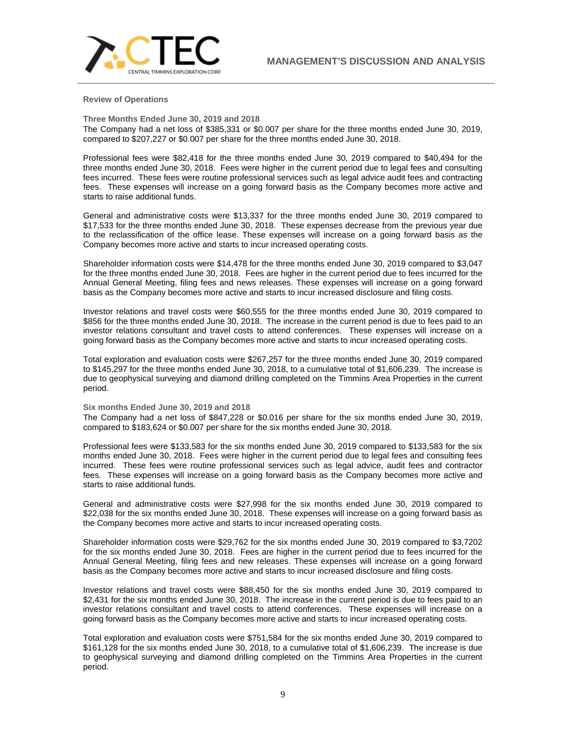**Review of Operations**

**Three Months Ended June 30, 2019 and 2018**

The Company had a net loss of $385,331 or $0.007 per share for the three months ended June 30, 2019, compared to $207,227 or $0.007 per share for the three months ended June 30, 2018.

Professional fees were $82,418 for the three months ended June 30, 2019 compared to $40,494 for the three months ended June 30, 2018. Fees were higher in the current period due to legal fees and consulting fees incurred. These fees were routine professional services such as legal advice audit fees and contracting fees. These expenses will increase on a going forward basis as the Company becomes more active and starts to raise additional funds.

General and administrative costs were $13,337 for the three months ended June 30, 2019 compared to $17,533 for the three months ended June 30, 2018. These expenses decrease from the previous year due to the reclassification of the office lease. These expenses will increase on a going forward basis as the Company becomes more active and starts to incur increased operating costs.

Shareholder information costs were $14,478 for the three months ended June 30, 2019 compared to $3,047 for the three months ended June 30, 2018. Fees are higher in the current period due to fees incurred for the Annual General Meeting, filing fees and news releases. These expenses will increase on a going forward basis as the Company becomes more active and starts to incur increased disclosure and filing costs.

Investor relations and travel costs were $60,555 for the three months ended June 30, 2019 compared to $856 for the three months ended June 30, 2018. The increase in the current period is due to fees paid to an investor relations consultant and travel costs to attend conferences. These expenses will increase on a going forward basis as the Company becomes more active and starts to incur increased operating costs.

Total exploration and evaluation costs were $267,257 for the three months ended June 30, 2019 compared to $145,297 for the three months ended June 30, 2018, to a cumulative total of $1,606,239. The increase is due to geophysical surveying and diamond drilling completed on the Timmins Area Properties in the current period.

**Six months Ended June 30, 2019 and 2018**

The Company had a net loss of $847,228 or $0.016 per share for the six months ended June 30, 2019, compared to $183,624 or $0.007 per share for the six months ended June 30, 2018.

Professional fees were $133,583 for the six months ended June 30, 2019 compared to $133,583 for the six months ended June 30, 2018. Fees were higher in the current period due to legal fees and consulting fees incurred. These fees were routine professional services such as legal advice, audit fees and contractor fees. These expenses will increase on a going forward basis as the Company becomes more active and starts to raise additional funds.

General and administrative costs were $27,998 for the six months ended June 30, 2019 compared to $22,038 for the six months ended June 30, 2018. These expenses will increase on a going forward basis as the Company becomes more active and starts to incur increased operating costs.

Shareholder information costs were $29,762 for the six months ended June 30, 2019 compared to $3,7202 for the six months ended June 30, 2018. Fees are higher in the current period due to fees incurred for the Annual General Meeting, filing fees and new releases. These expenses will increase on a going forward basis as the Company becomes more active and starts to incur increased disclosure and filing costs.

Investor relations and travel costs were $88,450 for the six months ended June 30, 2019 compared to $2,431 for the six months ended June 30, 2018. The increase in the current period is due to fees paid to an investor relations consultant and travel costs to attend conferences. These expenses will increase on a going forward basis as the Company becomes more active and starts to incur increased operating costs.

Total exploration and evaluation costs were $751,584 for the six months ended June 30, 2019 compared to $161,128 for the six months ended June 30, 2018, to a cumulative total of $1,606,239. The increase is due to geophysical surveying and diamond drilling completed on the Timmins Area Properties in the current period.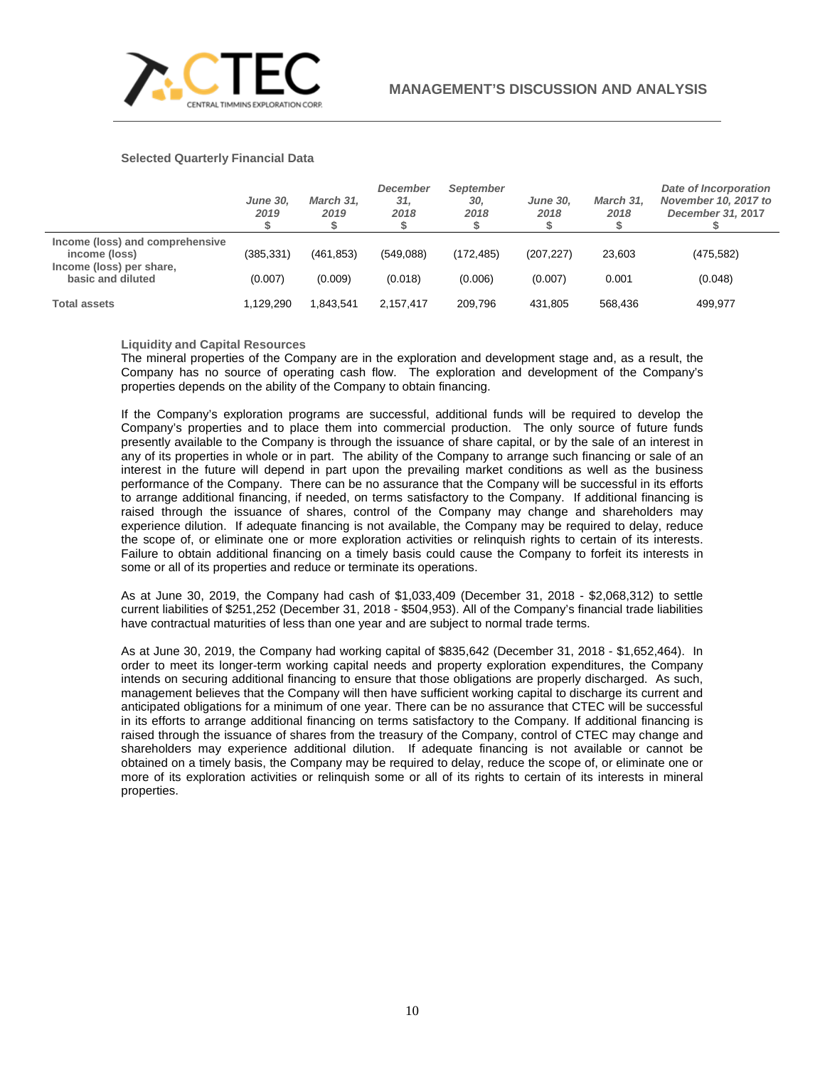### Selected Quarterly Financial Data

| | *June 30, 2019* $ | *March 31, 2019* $ | *December 31, 2018* $ | *September 30, 2018* $ | *June 30, 2018* $ | *March 31, 2018* $ | *Date of Incorporation November 10, 2017 to December 31, 2017* $ |
|---|---|---|---|---|---|---|---|
| **Income (loss) and comprehensive income (loss)** | (385,331) | (461,853) | (549,088) | (172,485) | (207,227) | 23,603 | (475,582) |
| **Income (loss) per share, basic and diluted** | (0.007) | (0.009) | (0.018) | (0.006) | (0.007) | 0.001 | (0.048) |
| **Total assets** | 1,129,290 | 1,843,541 | 2,157,417 | 209,796 | 431,805 | 568,436 | 499,977 |

### Liquidity and Capital Resources

The mineral properties of the Company are in the exploration and development stage and, as a result, the Company has no source of operating cash flow. The exploration and development of the Company's properties depends on the ability of the Company to obtain financing.

If the Company's exploration programs are successful, additional funds will be required to develop the Company's properties and to place them into commercial production. The only source of future funds presently available to the Company is through the issuance of share capital, or by the sale of an interest in any of its properties in whole or in part. The ability of the Company to arrange such financing or sale of an interest in the future will depend in part upon the prevailing market conditions as well as the business performance of the Company. There can be no assurance that the Company will be successful in its efforts to arrange additional financing, if needed, on terms satisfactory to the Company. If additional financing is raised through the issuance of shares, control of the Company may change and shareholders may experience dilution. If adequate financing is not available, the Company may be required to delay, reduce the scope of, or eliminate one or more exploration activities or relinquish rights to certain of its interests. Failure to obtain additional financing on a timely basis could cause the Company to forfeit its interests in some or all of its properties and reduce or terminate its operations.

As at June 30, 2019, the Company had cash of $1,033,409 (December 31, 2018 - $2,068,312) to settle current liabilities of $251,252 (December 31, 2018 - $504,953). All of the Company's financial trade liabilities have contractual maturities of less than one year and are subject to normal trade terms.

As at June 30, 2019, the Company had working capital of $835,642 (December 31, 2018 - $1,652,464). In order to meet its longer-term working capital needs and property exploration expenditures, the Company intends on securing additional financing to ensure that those obligations are properly discharged. As such, management believes that the Company will then have sufficient working capital to discharge its current and anticipated obligations for a minimum of one year. There can be no assurance that CTEC will be successful in its efforts to arrange additional financing on terms satisfactory to the Company. If additional financing is raised through the issuance of shares from the treasury of the Company, control of CTEC may change and shareholders may experience additional dilution. If adequate financing is not available or cannot be obtained on a timely basis, the Company may be required to delay, reduce the scope of, or eliminate one or more of its exploration activities or relinquish some or all of its rights to certain of its interests in mineral properties.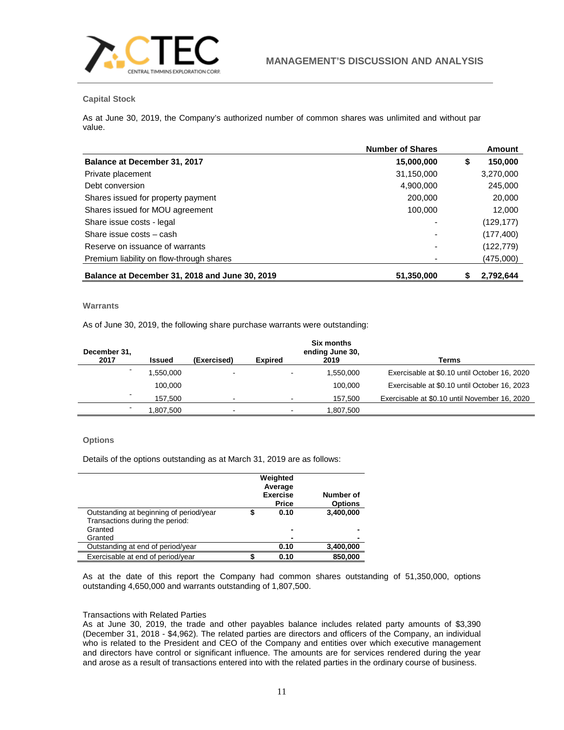### Capital Stock

As at June 30, 2019, the Company's authorized number of common shares was unlimited and without par value.

| | Number of Shares | Amount |
|---|---|---|
| **Balance at December 31, 2017** | **15,000,000** | **$ 150,000** |
| Private placement | 31,150,000 | 3,270,000 |
| Debt conversion | 4,900,000 | 245,000 |
| Shares issued for property payment | 200,000 | 20,000 |
| Shares issued for MOU agreement | 100,000 | 12,000 |
| Share issue costs - legal | - | (129,177) |
| Share issue costs – cash | - | (177,400) |
| Reserve on issuance of warrants | - | (122,779) |
| Premium liability on flow-through shares | - | (475,000) |
| **Balance at December 31, 2018 and June 30, 2019** | **51,350,000** | **$ 2,792,644** |

### Warrants

As of June 30, 2019, the following share purchase warrants were outstanding:

| December 31, 2017 | Issued | (Exercised) | Expired | Six months ending June 30, 2019 | Terms |
|---|---|---|---|---|---|
| - | 1,550,000 | - | - | 1,550,000 | Exercisable at $0.10 until October 16, 2020 |
| | 100,000 | | | 100,000 | Exercisable at $0.10 until October 16, 2023 |
| - | 157,500 | - | - | 157,500 | Exercisable at $0.10 until November 16, 2020 |
| - | 1,807,500 | - | - | 1,807,500 | |

### Options

Details of the options outstanding as at March 31, 2019 are as follows:

| | Weighted Average Exercise Price | Number of Options |
|---|---|---|
| Outstanding at beginning of period/year | $ 0.10 | 3,400,000 |
| Transactions during the period: | | |
| Granted | - | - |
| Granted | - | - |
| Outstanding at end of period/year | 0.10 | 3,400,000 |
| Exercisable at end of period/year | $ 0.10 | 850,000 |

As at the date of this report the Company had common shares outstanding of 51,350,000, options outstanding 4,650,000 and warrants outstanding of 1,807,500.

Transactions with Related Parties

As at June 30, 2019, the trade and other payables balance includes related party amounts of $3,390 (December 31, 2018 - $4,962). The related parties are directors and officers of the Company, an individual who is related to the President and CEO of the Company and entities over which executive management and directors have control or significant influence. The amounts are for services rendered during the year and arose as a result of transactions entered into with the related parties in the ordinary course of business.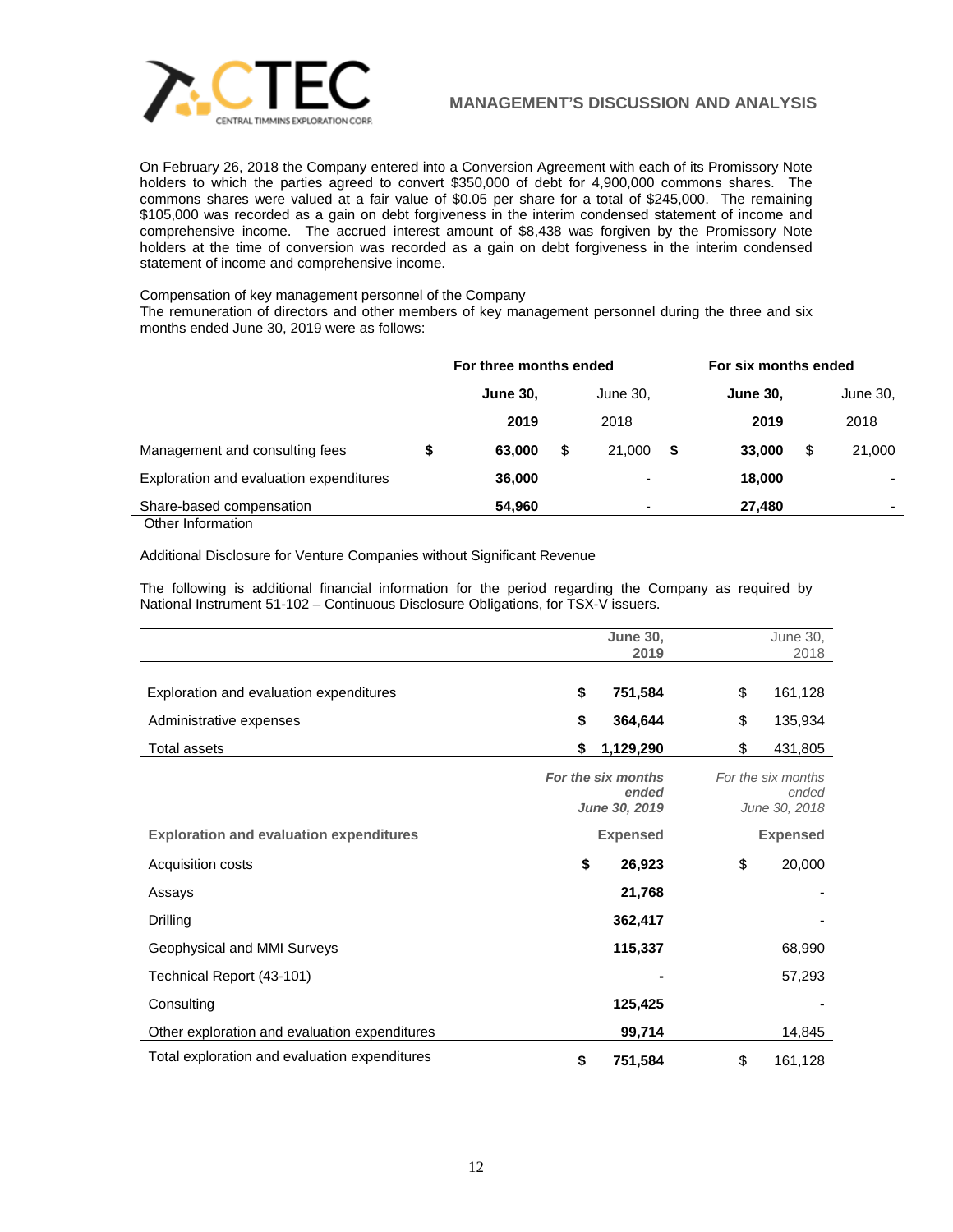On February 26, 2018 the Company entered into a Conversion Agreement with each of its Promissory Note holders to which the parties agreed to convert $350,000 of debt for 4,900,000 commons shares. The commons shares were valued at a fair value of $0.05 per share for a total of $245,000. The remaining $105,000 was recorded as a gain on debt forgiveness in the interim condensed statement of income and comprehensive income. The accrued interest amount of $8,438 was forgiven by the Promissory Note holders at the time of conversion was recorded as a gain on debt forgiveness in the interim condensed statement of income and comprehensive income.

Compensation of key management personnel of the Company

The remuneration of directors and other members of key management personnel during the three and six months ended June 30, 2019 were as follows:

| | For three months ended | | For six months ended | |
|---|---|---|---|---|
| | **June 30, 2019** | June 30, 2018 | **June 30, 2019** | June 30, 2018 |
| Management and consulting fees | **$ 63,000** | $ 21,000 | **$ 33,000** | $ 21,000 |
| Exploration and evaluation expenditures | **36,000** | - | **18,000** | - |
| Share-based compensation | **54,960** | - | **27,480** | - |

Other Information

Additional Disclosure for Venture Companies without Significant Revenue

The following is additional financial information for the period regarding the Company as required by National Instrument 51-102 – Continuous Disclosure Obligations, for TSX-V issuers.

| | **June 30, 2019** | June 30, 2018 |
|---|---|---|
| Exploration and evaluation expenditures | **$ 751,584** | $ 161,128 |
| Administrative expenses | **$ 364,644** | $ 135,934 |
| Total assets | **$ 1,129,290** | $ 431,805 |
| | ***For the six months ended June 30, 2019*** | *For the six months ended June 30, 2018* |
| **Exploration and evaluation expenditures** | **Expensed** | **Expensed** |
| Acquisition costs | **$ 26,923** | $ 20,000 |
| Assays | **21,768** | - |
| Drilling | **362,417** | - |
| Geophysical and MMI Surveys | **115,337** | 68,990 |
| Technical Report (43-101) | **-** | 57,293 |
| Consulting | **125,425** | - |
| Other exploration and evaluation expenditures | **99,714** | 14,845 |
| Total exploration and evaluation expenditures | **$ 751,584** | $ 161,128 |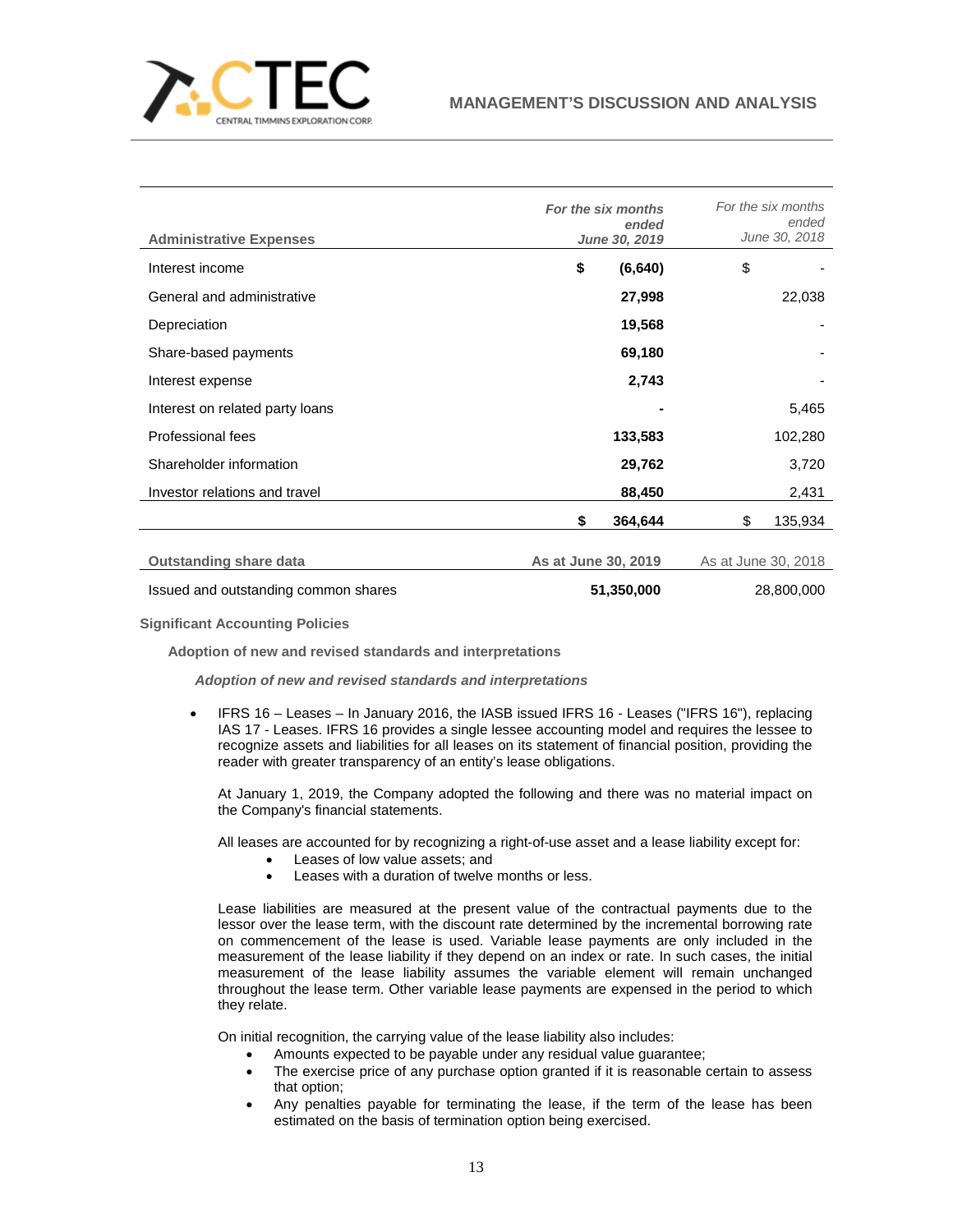| Administrative Expenses | *For the six months ended June 30, 2019* | *For the six months ended June 30, 2018* |
|---|---|---|
| Interest income | **$ (6,640)** | $ - |
| General and administrative | **27,998** | 22,038 |
| Depreciation | **19,568** | - |
| Share-based payments | **69,180** | - |
| Interest expense | **2,743** | - |
| Interest on related party loans | **-** | 5,465 |
| Professional fees | **133,583** | 102,280 |
| Shareholder information | **29,762** | 3,720 |
| Investor relations and travel | **88,450** | 2,431 |
| | **$ 364,644** | $ 135,934 |

| Outstanding share data | As at June 30, 2019 | As at June 30, 2018 |
|---|---|---|
| Issued and outstanding common shares | **51,350,000** | 28,800,000 |

**Significant Accounting Policies**

**Adoption of new and revised standards and interpretations**

***Adoption of new and revised standards and interpretations***

- IFRS 16 – Leases – In January 2016, the IASB issued IFRS 16 - Leases ("IFRS 16"), replacing IAS 17 - Leases. IFRS 16 provides a single lessee accounting model and requires the lessee to recognize assets and liabilities for all leases on its statement of financial position, providing the reader with greater transparency of an entity's lease obligations.

  At January 1, 2019, the Company adopted the following and there was no material impact on the Company's financial statements.

  All leases are accounted for by recognizing a right-of-use asset and a lease liability except for:
  - Leases of low value assets; and
  - Leases with a duration of twelve months or less.

  Lease liabilities are measured at the present value of the contractual payments due to the lessor over the lease term, with the discount rate determined by the incremental borrowing rate on commencement of the lease is used. Variable lease payments are only included in the measurement of the lease liability if they depend on an index or rate. In such cases, the initial measurement of the lease liability assumes the variable element will remain unchanged throughout the lease term. Other variable lease payments are expensed in the period to which they relate.

  On initial recognition, the carrying value of the lease liability also includes:
  - Amounts expected to be payable under any residual value guarantee;
  - The exercise price of any purchase option granted if it is reasonable certain to assess that option;
  - Any penalties payable for terminating the lease, if the term of the lease has been estimated on the basis of termination option being exercised.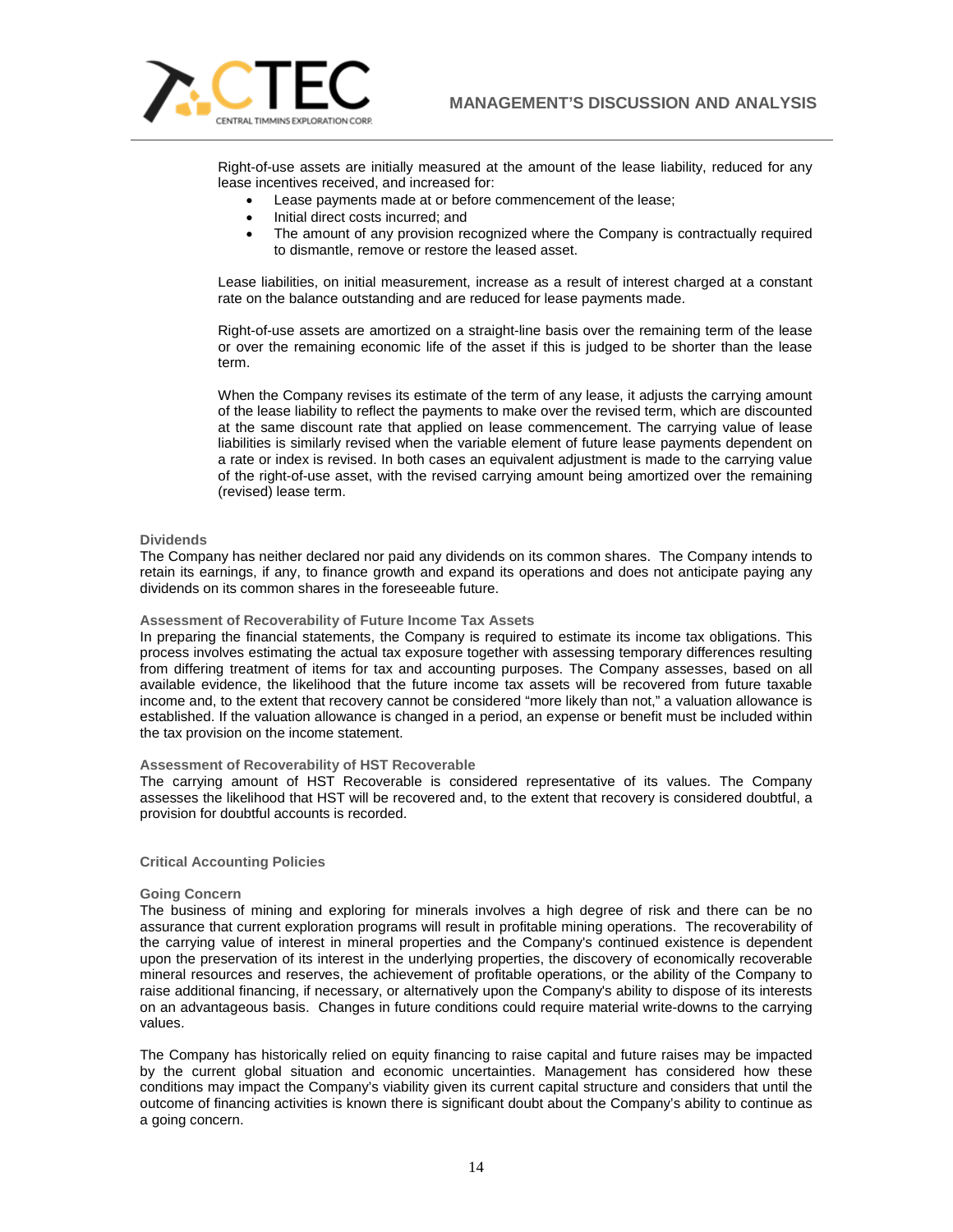Right-of-use assets are initially measured at the amount of the lease liability, reduced for any lease incentives received, and increased for:

- Lease payments made at or before commencement of the lease;
- Initial direct costs incurred; and
- The amount of any provision recognized where the Company is contractually required to dismantle, remove or restore the leased asset.

Lease liabilities, on initial measurement, increase as a result of interest charged at a constant rate on the balance outstanding and are reduced for lease payments made.

Right-of-use assets are amortized on a straight-line basis over the remaining term of the lease or over the remaining economic life of the asset if this is judged to be shorter than the lease term.

When the Company revises its estimate of the term of any lease, it adjusts the carrying amount of the lease liability to reflect the payments to make over the revised term, which are discounted at the same discount rate that applied on lease commencement. The carrying value of lease liabilities is similarly revised when the variable element of future lease payments dependent on a rate or index is revised. In both cases an equivalent adjustment is made to the carrying value of the right-of-use asset, with the revised carrying amount being amortized over the remaining (revised) lease term.

### Dividends

The Company has neither declared nor paid any dividends on its common shares. The Company intends to retain its earnings, if any, to finance growth and expand its operations and does not anticipate paying any dividends on its common shares in the foreseeable future.

### Assessment of Recoverability of Future Income Tax Assets

In preparing the financial statements, the Company is required to estimate its income tax obligations. This process involves estimating the actual tax exposure together with assessing temporary differences resulting from differing treatment of items for tax and accounting purposes. The Company assesses, based on all available evidence, the likelihood that the future income tax assets will be recovered from future taxable income and, to the extent that recovery cannot be considered "more likely than not," a valuation allowance is established. If the valuation allowance is changed in a period, an expense or benefit must be included within the tax provision on the income statement.

### Assessment of Recoverability of HST Recoverable

The carrying amount of HST Recoverable is considered representative of its values. The Company assesses the likelihood that HST will be recovered and, to the extent that recovery is considered doubtful, a provision for doubtful accounts is recorded.

## Critical Accounting Policies

### Going Concern

The business of mining and exploring for minerals involves a high degree of risk and there can be no assurance that current exploration programs will result in profitable mining operations. The recoverability of the carrying value of interest in mineral properties and the Company's continued existence is dependent upon the preservation of its interest in the underlying properties, the discovery of economically recoverable mineral resources and reserves, the achievement of profitable operations, or the ability of the Company to raise additional financing, if necessary, or alternatively upon the Company's ability to dispose of its interests on an advantageous basis. Changes in future conditions could require material write-downs to the carrying values.

The Company has historically relied on equity financing to raise capital and future raises may be impacted by the current global situation and economic uncertainties. Management has considered how these conditions may impact the Company's viability given its current capital structure and considers that until the outcome of financing activities is known there is significant doubt about the Company's ability to continue as a going concern.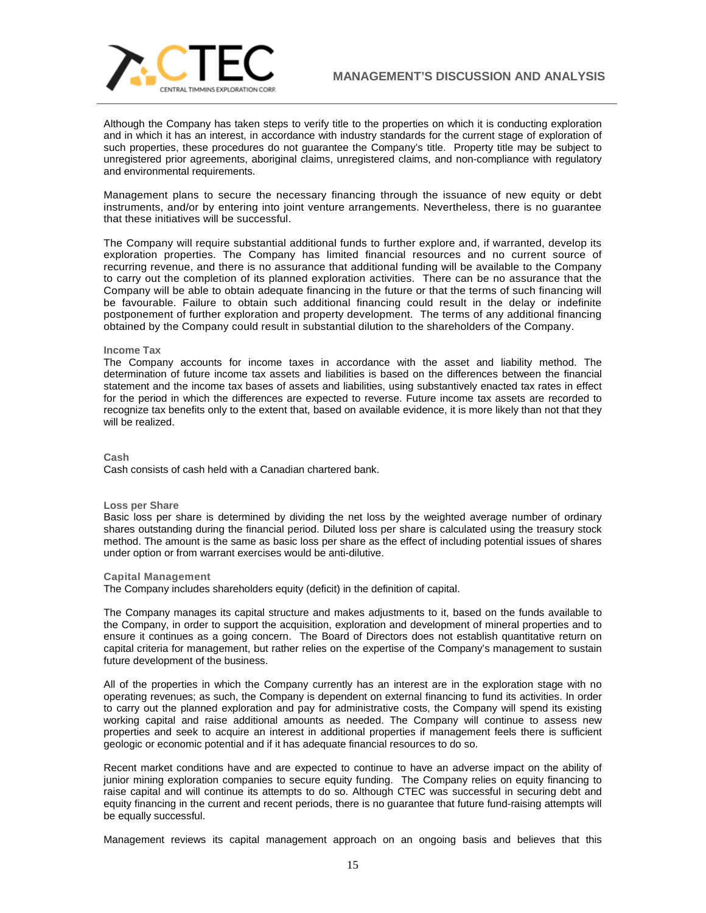Although the Company has taken steps to verify title to the properties on which it is conducting exploration and in which it has an interest, in accordance with industry standards for the current stage of exploration of such properties, these procedures do not guarantee the Company's title. Property title may be subject to unregistered prior agreements, aboriginal claims, unregistered claims, and non-compliance with regulatory and environmental requirements.

Management plans to secure the necessary financing through the issuance of new equity or debt instruments, and/or by entering into joint venture arrangements. Nevertheless, there is no guarantee that these initiatives will be successful.

The Company will require substantial additional funds to further explore and, if warranted, develop its exploration properties. The Company has limited financial resources and no current source of recurring revenue, and there is no assurance that additional funding will be available to the Company to carry out the completion of its planned exploration activities. There can be no assurance that the Company will be able to obtain adequate financing in the future or that the terms of such financing will be favourable. Failure to obtain such additional financing could result in the delay or indefinite postponement of further exploration and property development. The terms of any additional financing obtained by the Company could result in substantial dilution to the shareholders of the Company.

### Income Tax

The Company accounts for income taxes in accordance with the asset and liability method. The determination of future income tax assets and liabilities is based on the differences between the financial statement and the income tax bases of assets and liabilities, using substantively enacted tax rates in effect for the period in which the differences are expected to reverse. Future income tax assets are recorded to recognize tax benefits only to the extent that, based on available evidence, it is more likely than not that they will be realized.

### Cash

Cash consists of cash held with a Canadian chartered bank.

### Loss per Share

Basic loss per share is determined by dividing the net loss by the weighted average number of ordinary shares outstanding during the financial period. Diluted loss per share is calculated using the treasury stock method. The amount is the same as basic loss per share as the effect of including potential issues of shares under option or from warrant exercises would be anti-dilutive.

### Capital Management

The Company includes shareholders equity (deficit) in the definition of capital.

The Company manages its capital structure and makes adjustments to it, based on the funds available to the Company, in order to support the acquisition, exploration and development of mineral properties and to ensure it continues as a going concern. The Board of Directors does not establish quantitative return on capital criteria for management, but rather relies on the expertise of the Company's management to sustain future development of the business.

All of the properties in which the Company currently has an interest are in the exploration stage with no operating revenues; as such, the Company is dependent on external financing to fund its activities. In order to carry out the planned exploration and pay for administrative costs, the Company will spend its existing working capital and raise additional amounts as needed. The Company will continue to assess new properties and seek to acquire an interest in additional properties if management feels there is sufficient geologic or economic potential and if it has adequate financial resources to do so.

Recent market conditions have and are expected to continue to have an adverse impact on the ability of junior mining exploration companies to secure equity funding. The Company relies on equity financing to raise capital and will continue its attempts to do so. Although CTEC was successful in securing debt and equity financing in the current and recent periods, there is no guarantee that future fund-raising attempts will be equally successful.

Management reviews its capital management approach on an ongoing basis and believes that this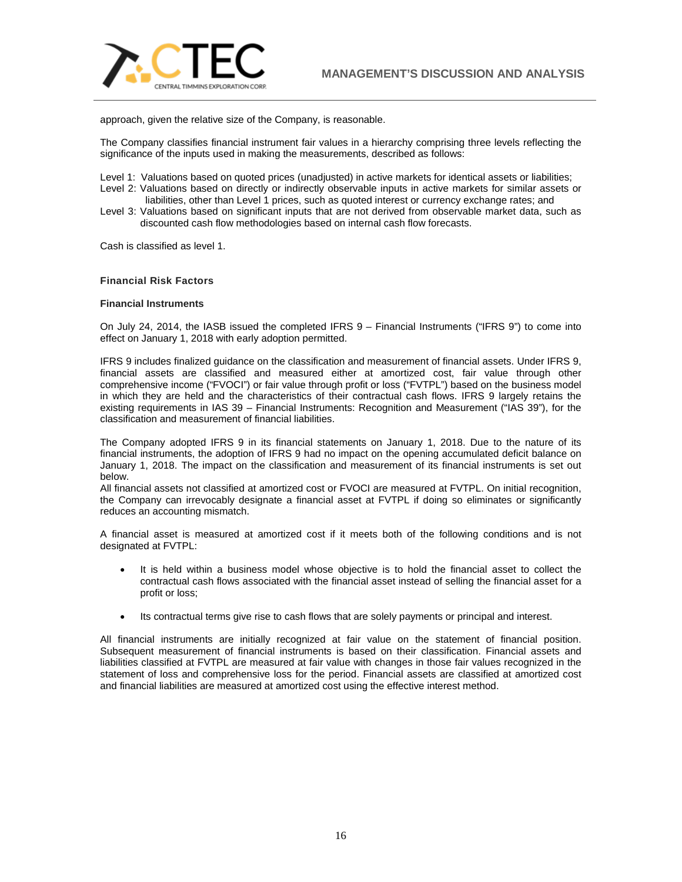approach, given the relative size of the Company, is reasonable.

The Company classifies financial instrument fair values in a hierarchy comprising three levels reflecting the significance of the inputs used in making the measurements, described as follows:

Level 1: Valuations based on quoted prices (unadjusted) in active markets for identical assets or liabilities;
Level 2: Valuations based on directly or indirectly observable inputs in active markets for similar assets or liabilities, other than Level 1 prices, such as quoted interest or currency exchange rates; and
Level 3: Valuations based on significant inputs that are not derived from observable market data, such as discounted cash flow methodologies based on internal cash flow forecasts.

Cash is classified as level 1.

### Financial Risk Factors

#### Financial Instruments

On July 24, 2014, the IASB issued the completed IFRS 9 – Financial Instruments ("IFRS 9") to come into effect on January 1, 2018 with early adoption permitted.

IFRS 9 includes finalized guidance on the classification and measurement of financial assets. Under IFRS 9, financial assets are classified and measured either at amortized cost, fair value through other comprehensive income ("FVOCI") or fair value through profit or loss ("FVTPL") based on the business model in which they are held and the characteristics of their contractual cash flows. IFRS 9 largely retains the existing requirements in IAS 39 – Financial Instruments: Recognition and Measurement ("IAS 39"), for the classification and measurement of financial liabilities.

The Company adopted IFRS 9 in its financial statements on January 1, 2018. Due to the nature of its financial instruments, the adoption of IFRS 9 had no impact on the opening accumulated deficit balance on January 1, 2018. The impact on the classification and measurement of its financial instruments is set out below.
All financial assets not classified at amortized cost or FVOCI are measured at FVTPL. On initial recognition, the Company can irrevocably designate a financial asset at FVTPL if doing so eliminates or significantly reduces an accounting mismatch.

A financial asset is measured at amortized cost if it meets both of the following conditions and is not designated at FVTPL:

- It is held within a business model whose objective is to hold the financial asset to collect the contractual cash flows associated with the financial asset instead of selling the financial asset for a profit or loss;

- Its contractual terms give rise to cash flows that are solely payments or principal and interest.

All financial instruments are initially recognized at fair value on the statement of financial position. Subsequent measurement of financial instruments is based on their classification. Financial assets and liabilities classified at FVTPL are measured at fair value with changes in those fair values recognized in the statement of loss and comprehensive loss for the period. Financial assets are classified at amortized cost and financial liabilities are measured at amortized cost using the effective interest method.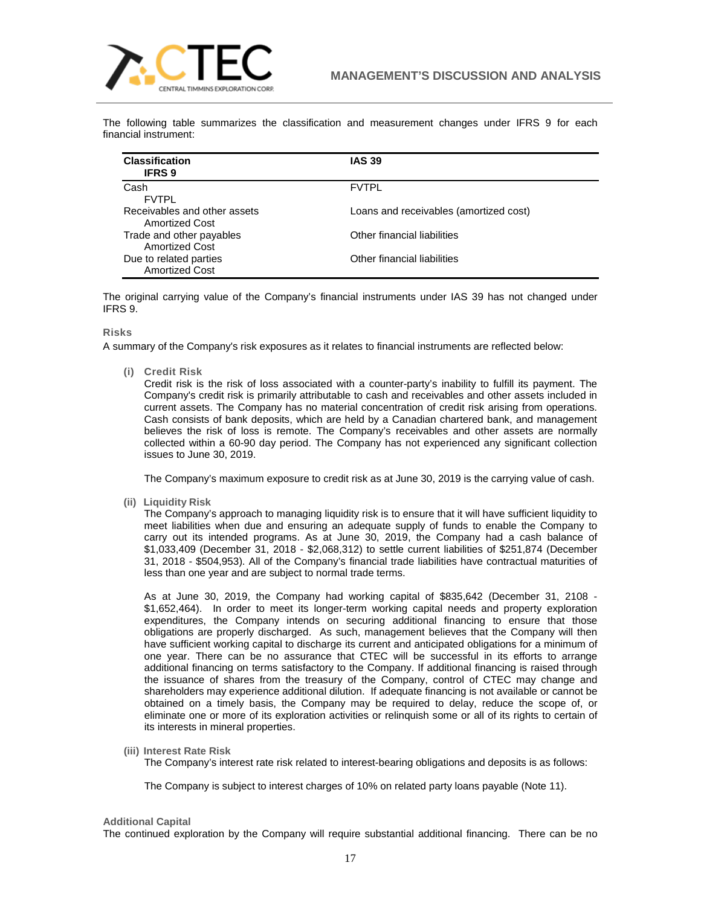The following table summarizes the classification and measurement changes under IFRS 9 for each financial instrument:

| Classification IFRS 9 | IAS 39 |
|---|---|
| Cash FVTPL | FVTPL |
| Receivables and other assets Amortized Cost | Loans and receivables (amortized cost) |
| Trade and other payables Amortized Cost | Other financial liabilities |
| Due to related parties Amortized Cost | Other financial liabilities |

The original carrying value of the Company's financial instruments under IAS 39 has not changed under IFRS 9.

### Risks

A summary of the Company's risk exposures as it relates to financial instruments are reflected below:

**(i) Credit Risk**

Credit risk is the risk of loss associated with a counter-party's inability to fulfill its payment. The Company's credit risk is primarily attributable to cash and receivables and other assets included in current assets. The Company has no material concentration of credit risk arising from operations. Cash consists of bank deposits, which are held by a Canadian chartered bank, and management believes the risk of loss is remote. The Company's receivables and other assets are normally collected within a 60-90 day period. The Company has not experienced any significant collection issues to June 30, 2019.

The Company's maximum exposure to credit risk as at June 30, 2019 is the carrying value of cash.

**(ii) Liquidity Risk**

The Company's approach to managing liquidity risk is to ensure that it will have sufficient liquidity to meet liabilities when due and ensuring an adequate supply of funds to enable the Company to carry out its intended programs. As at June 30, 2019, the Company had a cash balance of $1,033,409 (December 31, 2018 - $2,068,312) to settle current liabilities of $251,874 (December 31, 2018 - $504,953). All of the Company's financial trade liabilities have contractual maturities of less than one year and are subject to normal trade terms.

As at June 30, 2019, the Company had working capital of $835,642 (December 31, 2108 - $1,652,464). In order to meet its longer-term working capital needs and property exploration expenditures, the Company intends on securing additional financing to ensure that those obligations are properly discharged. As such, management believes that the Company will then have sufficient working capital to discharge its current and anticipated obligations for a minimum of one year. There can be no assurance that CTEC will be successful in its efforts to arrange additional financing on terms satisfactory to the Company. If additional financing is raised through the issuance of shares from the treasury of the Company, control of CTEC may change and shareholders may experience additional dilution. If adequate financing is not available or cannot be obtained on a timely basis, the Company may be required to delay, reduce the scope of, or eliminate one or more of its exploration activities or relinquish some or all of its rights to certain of its interests in mineral properties.

**(iii) Interest Rate Risk**

The Company's interest rate risk related to interest-bearing obligations and deposits is as follows:

The Company is subject to interest charges of 10% on related party loans payable (Note 11).

### Additional Capital

The continued exploration by the Company will require substantial additional financing. There can be no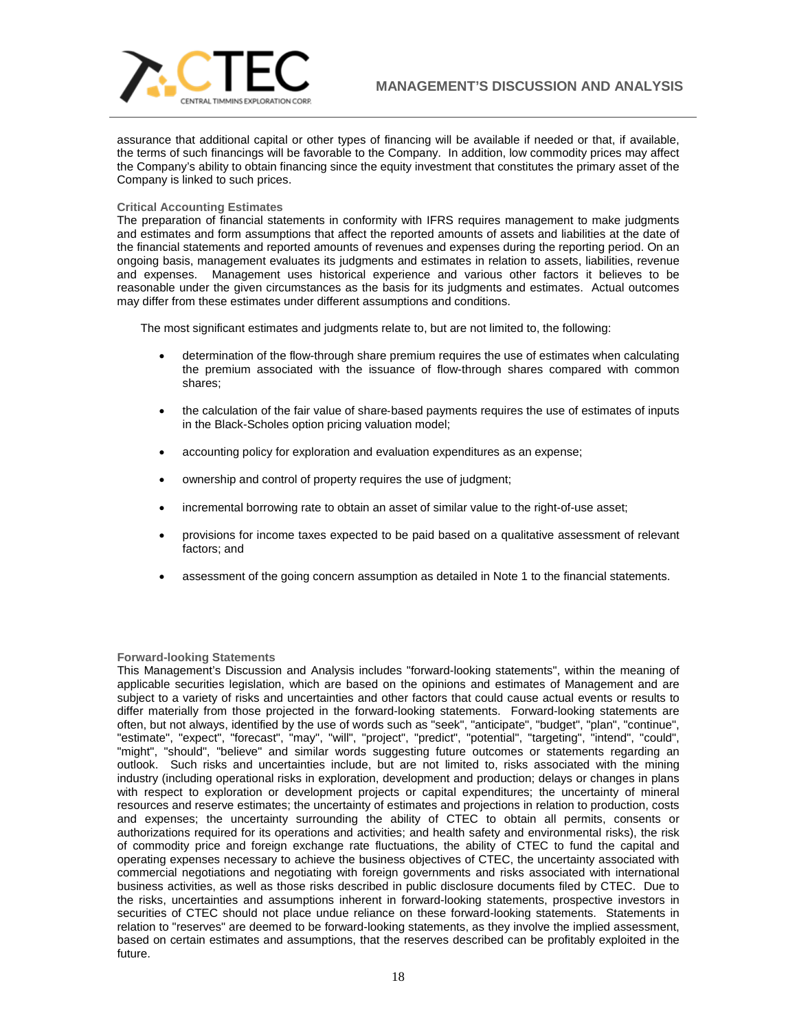assurance that additional capital or other types of financing will be available if needed or that, if available, the terms of such financings will be favorable to the Company. In addition, low commodity prices may affect the Company's ability to obtain financing since the equity investment that constitutes the primary asset of the Company is linked to such prices.

### Critical Accounting Estimates

The preparation of financial statements in conformity with IFRS requires management to make judgments and estimates and form assumptions that affect the reported amounts of assets and liabilities at the date of the financial statements and reported amounts of revenues and expenses during the reporting period. On an ongoing basis, management evaluates its judgments and estimates in relation to assets, liabilities, revenue and expenses. Management uses historical experience and various other factors it believes to be reasonable under the given circumstances as the basis for its judgments and estimates. Actual outcomes may differ from these estimates under different assumptions and conditions.

The most significant estimates and judgments relate to, but are not limited to, the following:

- determination of the flow-through share premium requires the use of estimates when calculating the premium associated with the issuance of flow-through shares compared with common shares;
- the calculation of the fair value of share-based payments requires the use of estimates of inputs in the Black-Scholes option pricing valuation model;
- accounting policy for exploration and evaluation expenditures as an expense;
- ownership and control of property requires the use of judgment;
- incremental borrowing rate to obtain an asset of similar value to the right-of-use asset;
- provisions for income taxes expected to be paid based on a qualitative assessment of relevant factors; and
- assessment of the going concern assumption as detailed in Note 1 to the financial statements.

### Forward-looking Statements

This Management's Discussion and Analysis includes "forward-looking statements", within the meaning of applicable securities legislation, which are based on the opinions and estimates of Management and are subject to a variety of risks and uncertainties and other factors that could cause actual events or results to differ materially from those projected in the forward-looking statements. Forward-looking statements are often, but not always, identified by the use of words such as "seek", "anticipate", "budget", "plan", "continue", "estimate", "expect", "forecast", "may", "will", "project", "predict", "potential", "targeting", "intend", "could", "might", "should", "believe" and similar words suggesting future outcomes or statements regarding an outlook. Such risks and uncertainties include, but are not limited to, risks associated with the mining industry (including operational risks in exploration, development and production; delays or changes in plans with respect to exploration or development projects or capital expenditures; the uncertainty of mineral resources and reserve estimates; the uncertainty of estimates and projections in relation to production, costs and expenses; the uncertainty surrounding the ability of CTEC to obtain all permits, consents or authorizations required for its operations and activities; and health safety and environmental risks), the risk of commodity price and foreign exchange rate fluctuations, the ability of CTEC to fund the capital and operating expenses necessary to achieve the business objectives of CTEC, the uncertainty associated with commercial negotiations and negotiating with foreign governments and risks associated with international business activities, as well as those risks described in public disclosure documents filed by CTEC. Due to the risks, uncertainties and assumptions inherent in forward-looking statements, prospective investors in securities of CTEC should not place undue reliance on these forward-looking statements. Statements in relation to "reserves" are deemed to be forward-looking statements, as they involve the implied assessment, based on certain estimates and assumptions, that the reserves described can be profitably exploited in the future.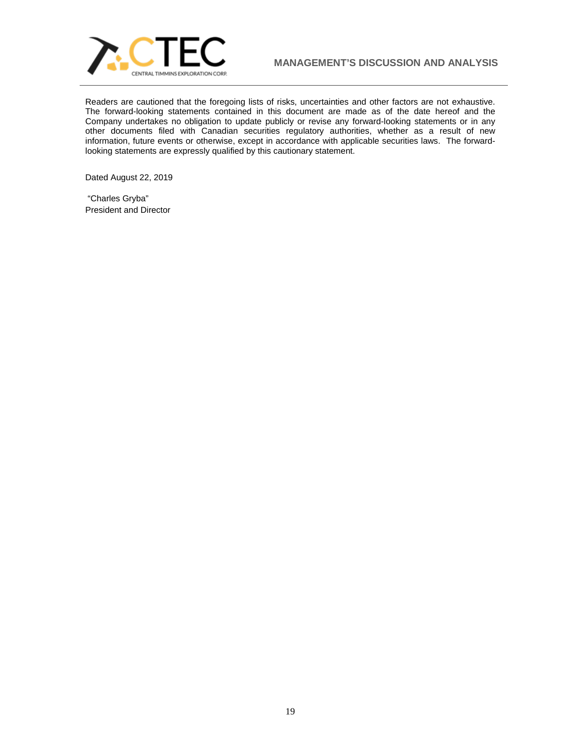Readers are cautioned that the foregoing lists of risks, uncertainties and other factors are not exhaustive. The forward-looking statements contained in this document are made as of the date hereof and the Company undertakes no obligation to update publicly or revise any forward-looking statements or in any other documents filed with Canadian securities regulatory authorities, whether as a result of new information, future events or otherwise, except in accordance with applicable securities laws. The forward-looking statements are expressly qualified by this cautionary statement.

Dated August 22, 2019

"Charles Gryba"
President and Director